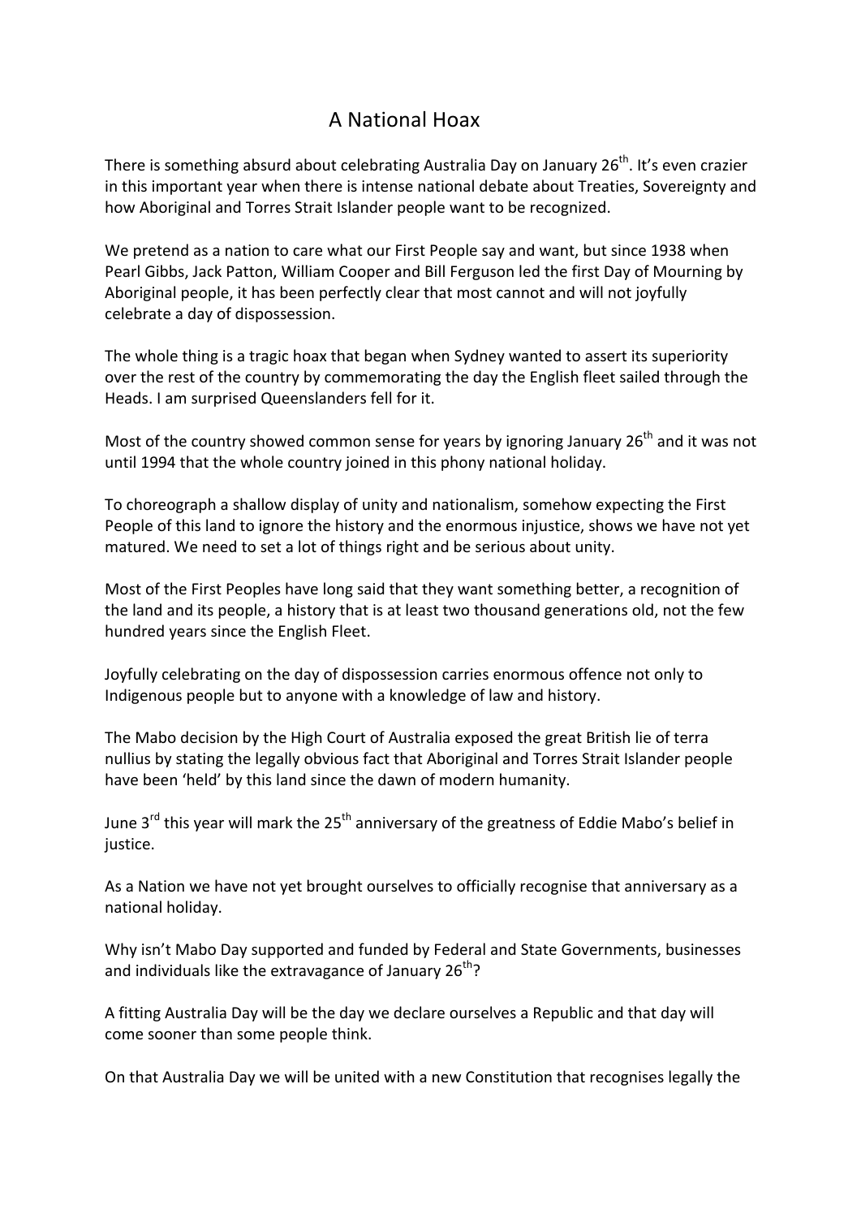# A National Hoax

There is something absurd about celebrating Australia Day on January 26th. It's even crazier in this important year when there is intense national debate about Treaties, Sovereignty and how Aboriginal and Torres Strait Islander people want to be recognized.

We pretend as a nation to care what our First People say and want, but since 1938 when Pearl Gibbs, Jack Patton, William Cooper and Bill Ferguson led the first Day of Mourning by Aboriginal people, it has been perfectly clear that most cannot and will not joyfully celebrate a day of dispossession.

The whole thing is a tragic hoax that began when Sydney wanted to assert its superiority over the rest of the country by commemorating the day the English fleet sailed through the Heads. I am surprised Queenslanders fell for it.

Most of the country showed common sense for years by ignoring January 26th and it was not until 1994 that the whole country joined in this phony national holiday.

To choreograph a shallow display of unity and nationalism, somehow expecting the First People of this land to ignore the history and the enormous injustice, shows we have not yet matured. We need to set a lot of things right and be serious about unity.

Most of the First Peoples have long said that they want something better, a recognition of the land and its people, a history that is at least two thousand generations old, not the few hundred years since the English Fleet.

Joyfully celebrating on the day of dispossession carries enormous offence not only to Indigenous people but to anyone with a knowledge of law and history.

The Mabo decision by the High Court of Australia exposed the great British lie of terra nullius by stating the legally obvious fact that Aboriginal and Torres Strait Islander people have been 'held' by this land since the dawn of modern humanity.

June 3rd this year will mark the 25th anniversary of the greatness of Eddie Mabo's belief in justice.

As a Nation we have not yet brought ourselves to officially recognise that anniversary as a national holiday.

Why isn't Mabo Day supported and funded by Federal and State Governments, businesses and individuals like the extravagance of January 26th?

A fitting Australia Day will be the day we declare ourselves a Republic and that day will come sooner than some people think.

On that Australia Day we will be united with a new Constitution that recognises legally the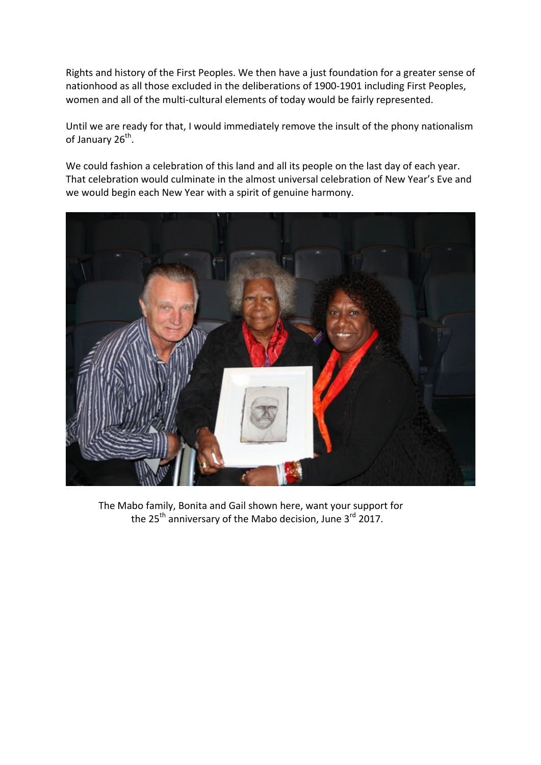Rights and history of the First Peoples. We then have a just foundation for a greater sense of nationhood as all those excluded in the deliberations of 1900-1901 including First Peoples, women and all of the multi-cultural elements of today would be fairly represented.

Until we are ready for that, I would immediately remove the insult of the phony nationalism of January 26th.

We could fashion a celebration of this land and all its people on the last day of each year. That celebration would culminate in the almost universal celebration of New Year's Eve and we would begin each New Year with a spirit of genuine harmony.

The Mabo family, Bonita and Gail shown here, want your support for the 25th anniversary of the Mabo decision, June 3rd 2017.